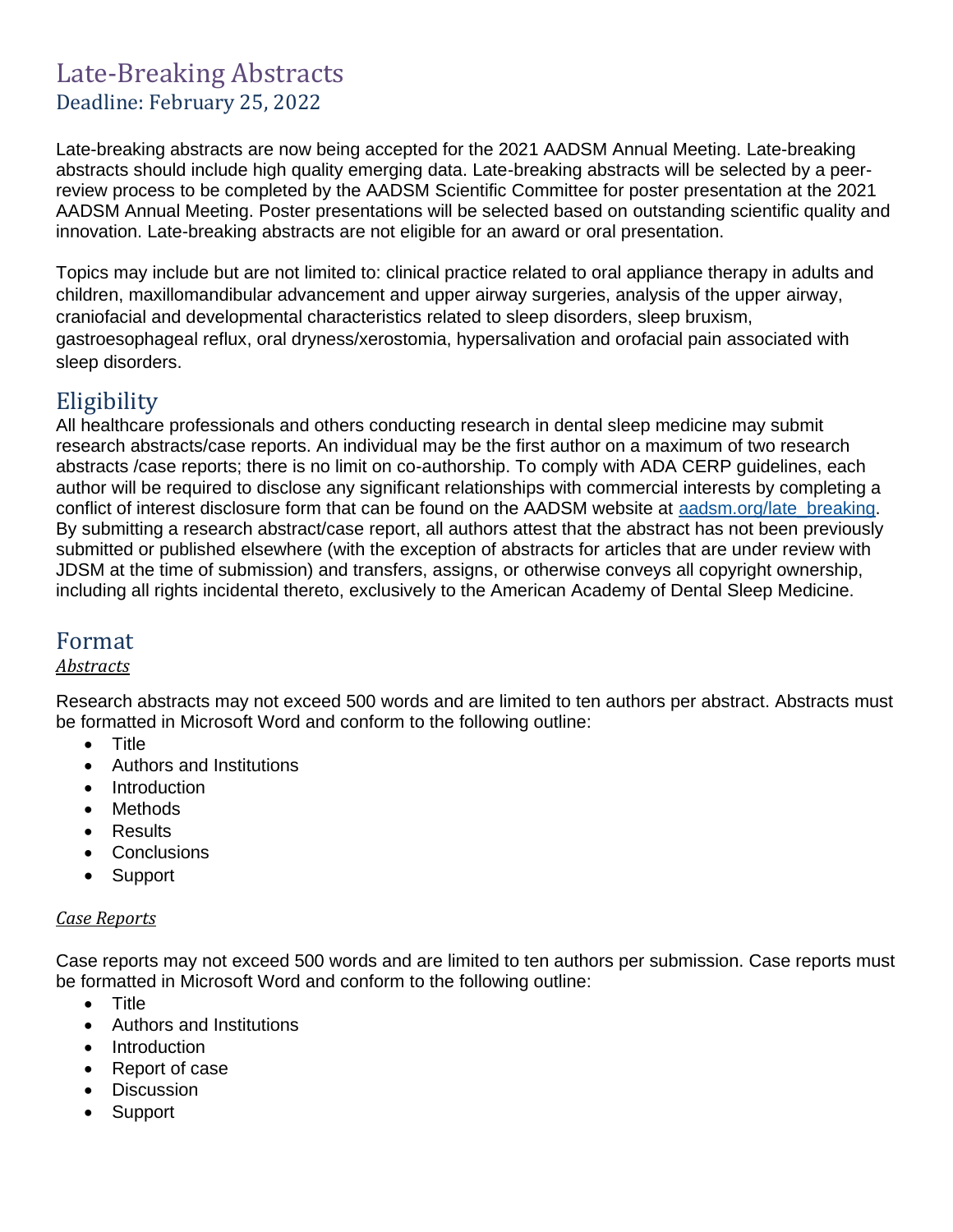# Late-Breaking Abstracts

## Deadline: February 25, 2022

Late-breaking abstracts are now being accepted for the 2021 AADSM Annual Meeting. Late-breaking abstracts should include high quality emerging data. Late-breaking abstracts will be selected by a peer-review process to be completed by the AADSM Scientific Committee for poster presentation at the 2021 AADSM Annual Meeting. Poster presentations will be selected based on outstanding scientific quality and innovation. Late-breaking abstracts are not eligible for an award or oral presentation.

Topics may include but are not limited to: clinical practice related to oral appliance therapy in adults and children, maxillomandibular advancement and upper airway surgeries, analysis of the upper airway, craniofacial and developmental characteristics related to sleep disorders, sleep bruxism, gastroesophageal reflux, oral dryness/xerostomia, hypersalivation and orofacial pain associated with sleep disorders.

## Eligibility

All healthcare professionals and others conducting research in dental sleep medicine may submit research abstracts/case reports. An individual may be the first author on a maximum of two research abstracts /case reports; there is no limit on co-authorship. To comply with ADA CERP guidelines, each author will be required to disclose any significant relationships with commercial interests by completing a conflict of interest disclosure form that can be found on the AADSM website at [aadsm.org/late_breaking](aadsm.org/late_breaking). By submitting a research abstract/case report, all authors attest that the abstract has not been previously submitted or published elsewhere (with the exception of abstracts for articles that are under review with JDSM at the time of submission) and transfers, assigns, or otherwise conveys all copyright ownership, including all rights incidental thereto, exclusively to the American Academy of Dental Sleep Medicine.

## Format

### *Abstracts*

Research abstracts may not exceed 500 words and are limited to ten authors per abstract. Abstracts must be formatted in Microsoft Word and conform to the following outline:

- Title
- Authors and Institutions
- Introduction
- Methods
- Results
- Conclusions
- Support

### *Case Reports*

Case reports may not exceed 500 words and are limited to ten authors per submission. Case reports must be formatted in Microsoft Word and conform to the following outline:

- Title
- Authors and Institutions
- Introduction
- Report of case
- Discussion
- Support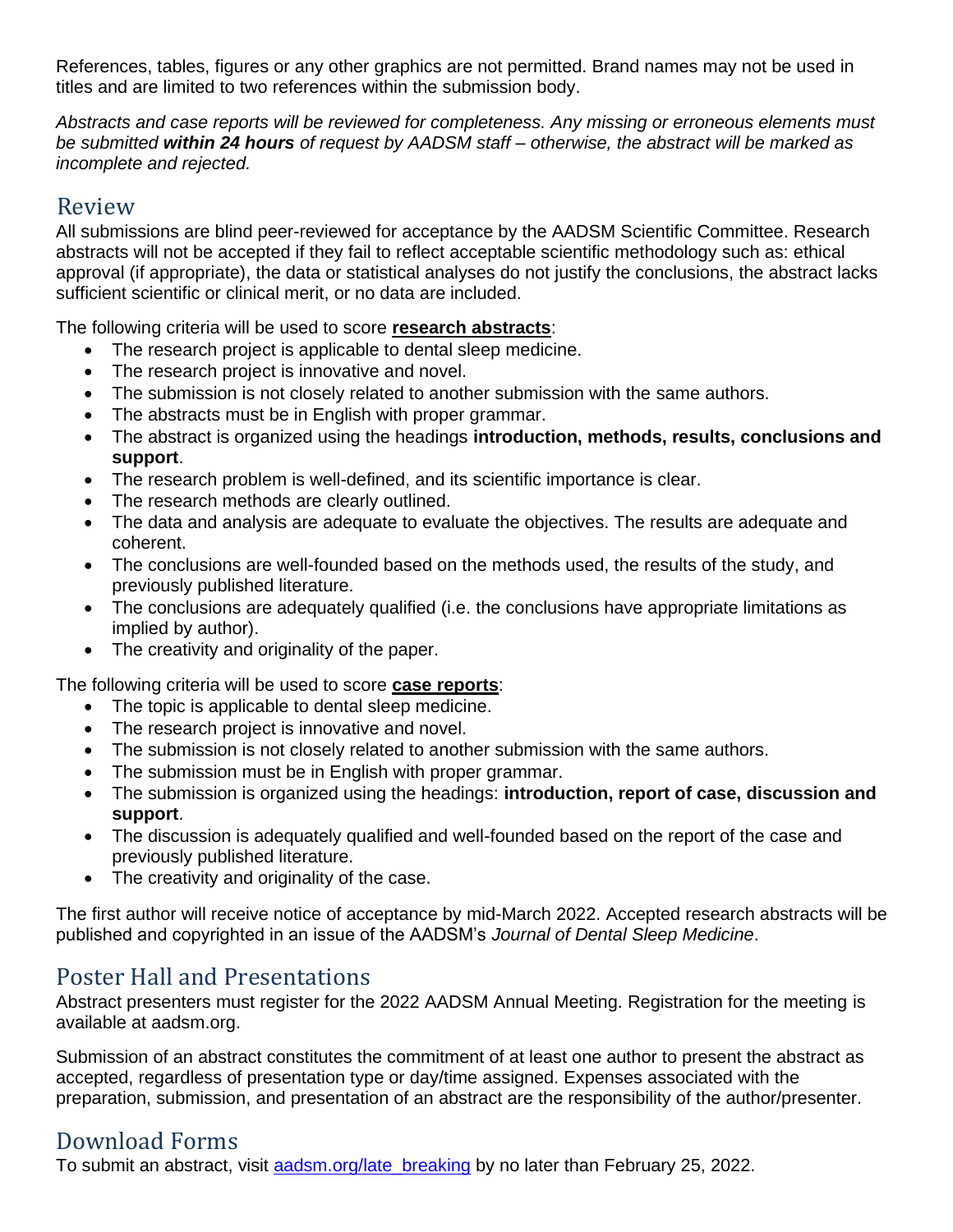References, tables, figures or any other graphics are not permitted. Brand names may not be used in titles and are limited to two references within the submission body.

*Abstracts and case reports will be reviewed for completeness. Any missing or erroneous elements must be submitted **within 24 hours** of request by AADSM staff – otherwise, the abstract will be marked as incomplete and rejected.*

## Review

All submissions are blind peer-reviewed for acceptance by the AADSM Scientific Committee. Research abstracts will not be accepted if they fail to reflect acceptable scientific methodology such as: ethical approval (if appropriate), the data or statistical analyses do not justify the conclusions, the abstract lacks sufficient scientific or clinical merit, or no data are included.

The following criteria will be used to score **research abstracts**:

- The research project is applicable to dental sleep medicine.
- The research project is innovative and novel.
- The submission is not closely related to another submission with the same authors.
- The abstracts must be in English with proper grammar.
- The abstract is organized using the headings **introduction, methods, results, conclusions and support**.
- The research problem is well-defined, and its scientific importance is clear.
- The research methods are clearly outlined.
- The data and analysis are adequate to evaluate the objectives. The results are adequate and coherent.
- The conclusions are well-founded based on the methods used, the results of the study, and previously published literature.
- The conclusions are adequately qualified (i.e. the conclusions have appropriate limitations as implied by author).
- The creativity and originality of the paper.

The following criteria will be used to score **case reports**:

- The topic is applicable to dental sleep medicine.
- The research project is innovative and novel.
- The submission is not closely related to another submission with the same authors.
- The submission must be in English with proper grammar.
- The submission is organized using the headings: **introduction, report of case, discussion and support**.
- The discussion is adequately qualified and well-founded based on the report of the case and previously published literature.
- The creativity and originality of the case.

The first author will receive notice of acceptance by mid-March 2022. Accepted research abstracts will be published and copyrighted in an issue of the AADSM's *Journal of Dental Sleep Medicine*.

## Poster Hall and Presentations

Abstract presenters must register for the 2022 AADSM Annual Meeting. Registration for the meeting is available at aadsm.org.

Submission of an abstract constitutes the commitment of at least one author to present the abstract as accepted, regardless of presentation type or day/time assigned. Expenses associated with the preparation, submission, and presentation of an abstract are the responsibility of the author/presenter.

## Download Forms

To submit an abstract, visit [aadsm.org/late_breaking](aadsm.org/late_breaking) by no later than February 25, 2022.